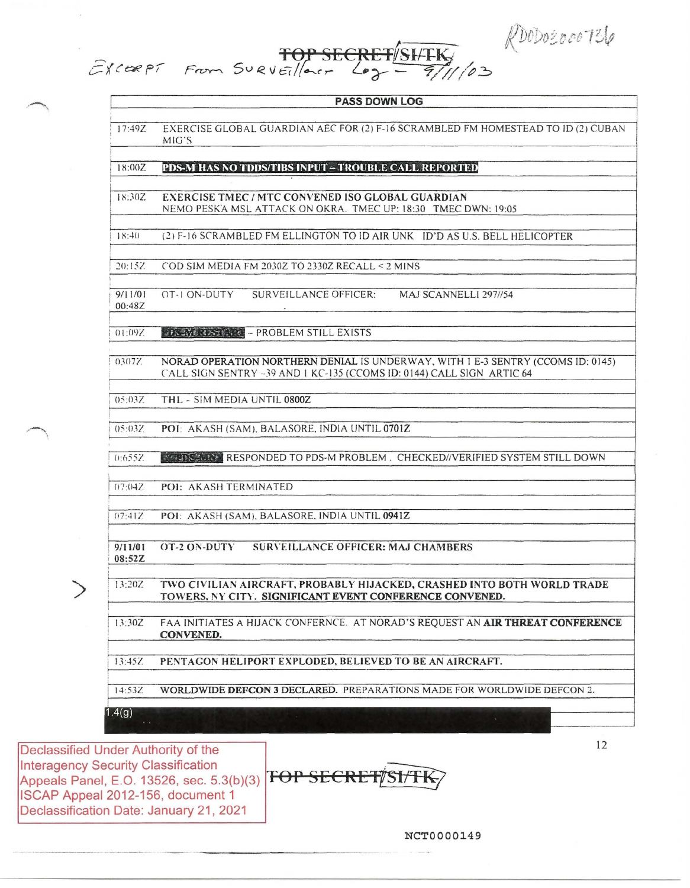RDoD03000736

~~TOP SECRET~~//SI/TK

EXCERPT From Surveillance Log – 9/11/03

| PASS DOWN LOG | |
|---|---|
| 17:49Z | EXERCISE GLOBAL GUARDIAN AEC FOR (2) F-16 SCRAMBLED FM HOMESTEAD TO ID (2) CUBAN MIG'S |
| 18:00Z | **PDS-M HAS NO TDDS/TIBS INPUT – TROUBLE CALL REPORTED** |
| 18:30Z | **EXERCISE TMEC / MTC CONVENED ISO GLOBAL GUARDIAN** NEMO PESKA MSL ATTACK ON OKRA. TMEC UP: 18:30 TMEC DWN: 19:05 |
| 18:40 | (2) F-16 SCRAMBLED FM ELLINGTON TO ID AIR UNK ID'D AS U.S. BELL HELICOPTER |
| 20:15Z | COD SIM MEDIA FM 2030Z TO 2330Z RECALL < 2 MINS |
| 9/11/01 00:48Z | OT-1 ON-DUTY SURVEILLANCE OFFICER: MAJ SCANNELLI 297//54 |
| 01:09Z | PDS-M RESTART – PROBLEM STILL EXISTS |
| 0307Z | NORAD OPERATION NORTHERN DENIAL IS UNDERWAY, WITH 1 E-3 SENTRY (CCOMS ID: 0145) CALL SIGN SENTRY –39 AND 1 KC-135 (CCOMS ID: 0144) CALL SIGN ARTIC 64 |
| 05:03Z | THL - SIM MEDIA UNTIL **0800Z** |
| 05:03Z | POI: AKASH (SAM), BALASORE, INDIA UNTIL **0701Z** |
| 0:655Z | [redacted] RESPONDED TO PDS-M PROBLEM . CHECKED//VERIFIED SYSTEM STILL DOWN |
| 07:04Z | POI: AKASH TERMINATED |
| 07:41Z | POI: AKASH (SAM), BALASORE, INDIA UNTIL **0941Z** |
| **9/11/01 08:52Z** | **OT-2 ON-DUTY SURVEILLANCE OFFICER: MAJ CHAMBERS** |
| 13:20Z | **TWO CIVILIAN AIRCRAFT, PROBABLY HIJACKED, CRASHED INTO BOTH WORLD TRADE TOWERS, NY CITY. SIGNIFICANT EVENT CONFERENCE CONVENED.** |
| 13:30Z | FAA INITIATES A HIJACK CONFERNCE. AT NORAD'S REQUEST AN **AIR THREAT CONFERENCE CONVENED.** |
| 13:45Z | **PENTAGON HELIPORT EXPLODED, BELIEVED TO BE AN AIRCRAFT.** |
| 14:53Z | **WORLDWIDE DEFCON 3 DECLARED.** PREPARATIONS MADE FOR WORLDWIDE DEFCON 2. |
| 1.4(g) | [redacted] |

Declassified Under Authority of the Interagency Security Classification Appeals Panel, E.O. 13526, sec. 5.3(b)(3) ISCAP Appeal 2012-156, document 1 Declassification Date: January 21, 2021

~~TOP SECRET~~//SI/TK

NCT0000149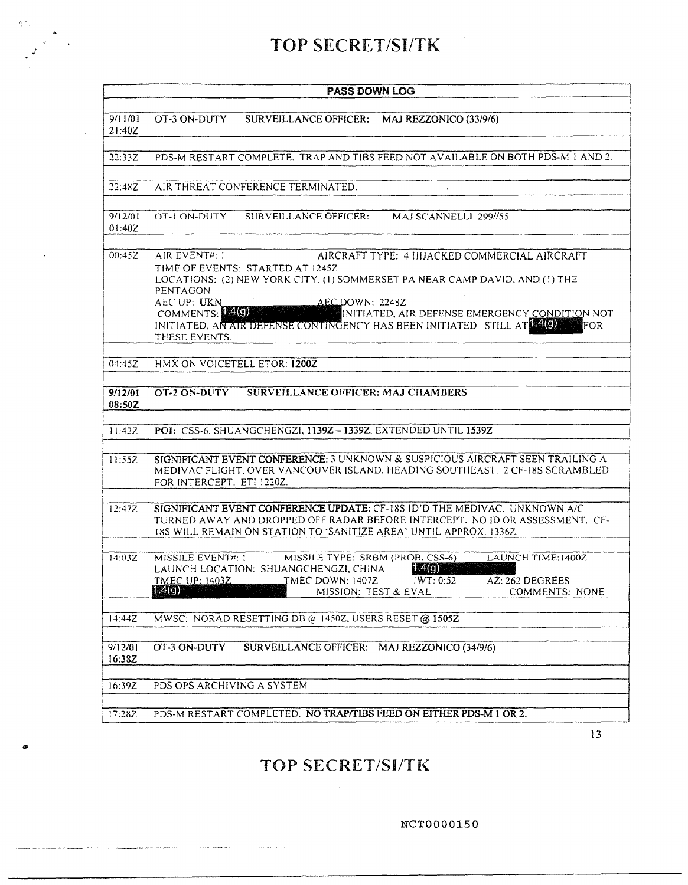TOP SECRET/SI/TK

| PASS DOWN LOG | |
|---|---|
| 9/11/01 21:40Z | OT-3 ON-DUTY SURVEILLANCE OFFICER: MAJ REZZONICO (33/9/6) |
| 22:33Z | PDS-M RESTART COMPLETE. TRAP AND TIBS FEED NOT AVAILABLE ON BOTH PDS-M 1 AND 2. |
| 22:48Z | AIR THREAT CONFERENCE TERMINATED. |
| 9/12/01 01:40Z | OT-1 ON-DUTY SURVEILLANCE OFFICER: MAJ SCANNELLI 299//55 |
| 00:45Z | AIR EVENT#: 1 AIRCRAFT TYPE: 4 HIJACKED COMMERCIAL AIRCRAFT<br>TIME OF EVENTS: STARTED AT 1245Z<br>LOCATIONS: (2) NEW YORK CITY, (1) SOMMERSET PA NEAR CAMP DAVID, AND (1) THE PENTAGON<br>AEC UP: UKN AEC DOWN: 2248Z<br>COMMENTS: 1.4(g) INITIATED, AIR DEFENSE EMERGENCY CONDITION NOT INITIATED, AN AIR DEFENSE CONTINGENCY HAS BEEN INITIATED. STILL AT 1.4(g) FOR THESE EVENTS. |
| 04:45Z | HMX ON VOICETELL ETOR: 1200Z |
| 9/12/01 08:50Z | **OT-2 ON-DUTY SURVEILLANCE OFFICER: MAJ CHAMBERS** |
| 11:42Z | **POI:** CSS-6, SHUANGCHENGZI, **1139Z – 1339Z**, EXTENDED UNTIL **1539Z** |
| 11:55Z | **SIGNIFICANT EVENT CONFERENCE:** 3 UNKNOWN & SUSPICIOUS AIRCRAFT SEEN TRAILING A MEDIVAC FLIGHT, OVER VANCOUVER ISLAND, HEADING SOUTHEAST. 2 CF-18S SCRAMBLED FOR INTERCEPT. ETI 1220Z. |
| 12:47Z | **SIGNIFICANT EVENT CONFERENCE UPDATE:** CF-18S ID'D THE MEDIVAC. UNKNOWN A/C TURNED AWAY AND DROPPED OFF RADAR BEFORE INTERCEPT. NO ID OR ASSESSMENT. CF-18S WILL REMAIN ON STATION TO 'SANITIZE AREA' UNTIL APPROX. 1336Z. |
| 14:03Z | MISSILE EVENT#: 1 MISSILE TYPE: SRBM (PROB. CSS-6) LAUNCH TIME:1400Z<br>LAUNCH LOCATION: SHUANGCHENGZI, CHINA 1.4(g)<br>TMEC UP: 1403Z TMEC DOWN: 1407Z IWT: 0:52 AZ: 262 DEGREES<br>1.4(g) MISSION: TEST & EVAL COMMENTS: NONE |
| 14:44Z | MWSC: NORAD RESETTING DB @ 1450Z, USERS RESET **@ 1505Z** |
| 9/12/01 16:38Z | **OT-3 ON-DUTY SURVEILLANCE OFFICER: MAJ REZZONICO (34/9/6)** |
| 16:39Z | PDS OPS ARCHIVING A SYSTEM |
| 17:28Z | PDS-M RESTART COMPLETED. **NO TRAP/TIBS FEED ON EITHER PDS-M 1 OR 2.** |

TOP SECRET/SI/TK

NCT0000150